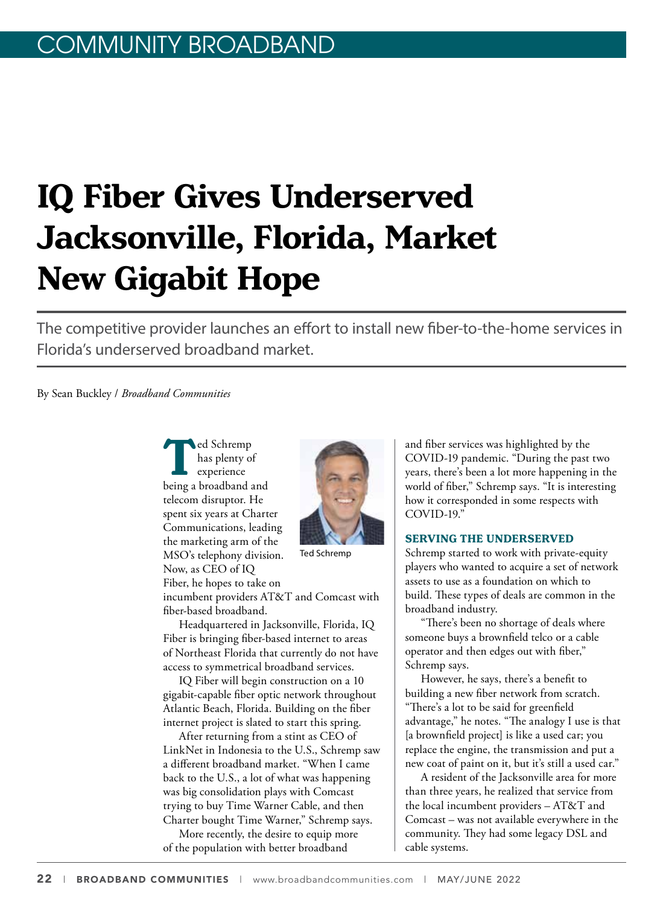COMMUNITY BROADBAND

# IQ Fiber Gives Underserved Jacksonville, Florida, Market New Gigabit Hope

The competitive provider launches an effort to install new fiber-to-the-home services in Florida's underserved broadband market.

By Sean Buckley / *Broadband Communities*

Ted Schremp has plenty of experience being a broadband and telecom disruptor. He spent six years at Charter Communications, leading the marketing arm of the MSO's telephony division. Now, as CEO of IQ Fiber, he hopes to take on incumbent providers AT&T and Comcast with fiber-based broadband.

Ted Schremp

Headquartered in Jacksonville, Florida, IQ Fiber is bringing fiber-based internet to areas of Northeast Florida that currently do not have access to symmetrical broadband services.

IQ Fiber will begin construction on a 10 gigabit-capable fiber optic network throughout Atlantic Beach, Florida. Building on the fiber internet project is slated to start this spring.

After returning from a stint as CEO of LinkNet in Indonesia to the U.S., Schremp saw a different broadband market. "When I came back to the U.S., a lot of what was happening was big consolidation plays with Comcast trying to buy Time Warner Cable, and then Charter bought Time Warner," Schremp says.

More recently, the desire to equip more of the population with better broadband and fiber services was highlighted by the COVID-19 pandemic. "During the past two years, there's been a lot more happening in the world of fiber," Schremp says. "It is interesting how it corresponded in some respects with COVID-19."

## SERVING THE UNDERSERVED

Schremp started to work with private-equity players who wanted to acquire a set of network assets to use as a foundation on which to build. These types of deals are common in the broadband industry.

"There's been no shortage of deals where someone buys a brownfield telco or a cable operator and then edges out with fiber," Schremp says.

However, he says, there's a benefit to building a new fiber network from scratch. "There's a lot to be said for greenfield advantage," he notes. "The analogy I use is that [a brownfield project] is like a used car; you replace the engine, the transmission and put a new coat of paint on it, but it's still a used car."

A resident of the Jacksonville area for more than three years, he realized that service from the local incumbent providers – AT&T and Comcast – was not available everywhere in the community. They had some legacy DSL and cable systems.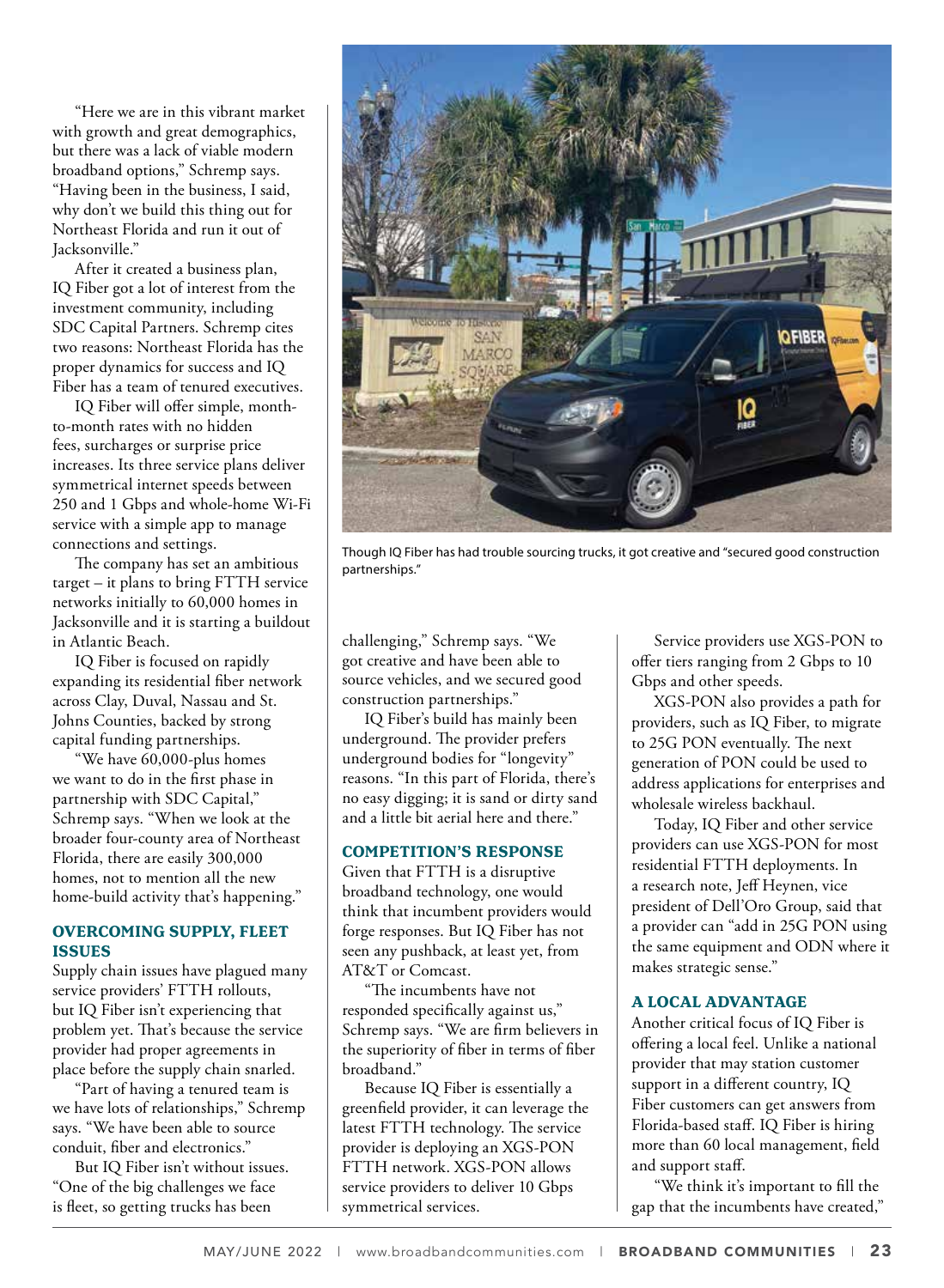"Here we are in this vibrant market with growth and great demographics, but there was a lack of viable modern broadband options," Schremp says. "Having been in the business, I said, why don't we build this thing out for Northeast Florida and run it out of Jacksonville."

After it created a business plan, IQ Fiber got a lot of interest from the investment community, including SDC Capital Partners. Schremp cites two reasons: Northeast Florida has the proper dynamics for success and IQ Fiber has a team of tenured executives.

IQ Fiber will offer simple, month-to-month rates with no hidden fees, surcharges or surprise price increases. Its three service plans deliver symmetrical internet speeds between 250 and 1 Gbps and whole-home Wi-Fi service with a simple app to manage connections and settings.

The company has set an ambitious target – it plans to bring FTTH service networks initially to 60,000 homes in Jacksonville and it is starting a buildout in Atlantic Beach.

IQ Fiber is focused on rapidly expanding its residential fiber network across Clay, Duval, Nassau and St. Johns Counties, backed by strong capital funding partnerships.

"We have 60,000-plus homes we want to do in the first phase in partnership with SDC Capital," Schremp says. "When we look at the broader four-county area of Northeast Florida, there are easily 300,000 homes, not to mention all the new home-build activity that's happening."

## OVERCOMING SUPPLY, FLEET ISSUES

Supply chain issues have plagued many service providers' FTTH rollouts, but IQ Fiber isn't experiencing that problem yet. That's because the service provider had proper agreements in place before the supply chain snarled.

"Part of having a tenured team is we have lots of relationships," Schremp says. "We have been able to source conduit, fiber and electronics."

But IQ Fiber isn't without issues. "One of the big challenges we face is fleet, so getting trucks has been challenging," Schremp says. "We got creative and have been able to source vehicles, and we secured good construction partnerships."

Though IQ Fiber has had trouble sourcing trucks, it got creative and "secured good construction partnerships."

IQ Fiber's build has mainly been underground. The provider prefers underground bodies for "longevity" reasons. "In this part of Florida, there's no easy digging; it is sand or dirty sand and a little bit aerial here and there."

## COMPETITION'S RESPONSE

Given that FTTH is a disruptive broadband technology, one would think that incumbent providers would forge responses. But IQ Fiber has not seen any pushback, at least yet, from AT&T or Comcast.

"The incumbents have not responded specifically against us," Schremp says. "We are firm believers in the superiority of fiber in terms of fiber broadband."

Because IQ Fiber is essentially a greenfield provider, it can leverage the latest FTTH technology. The service provider is deploying an XGS-PON FTTH network. XGS-PON allows service providers to deliver 10 Gbps symmetrical services.

Service providers use XGS-PON to offer tiers ranging from 2 Gbps to 10 Gbps and other speeds.

XGS-PON also provides a path for providers, such as IQ Fiber, to migrate to 25G PON eventually. The next generation of PON could be used to address applications for enterprises and wholesale wireless backhaul.

Today, IQ Fiber and other service providers can use XGS-PON for most residential FTTH deployments. In a research note, Jeff Heynen, vice president of Dell'Oro Group, said that a provider can "add in 25G PON using the same equipment and ODN where it makes strategic sense."

## A LOCAL ADVANTAGE

Another critical focus of IQ Fiber is offering a local feel. Unlike a national provider that may station customer support in a different country, IQ Fiber customers can get answers from Florida-based staff. IQ Fiber is hiring more than 60 local management, field and support staff.

"We think it's important to fill the gap that the incumbents have created,"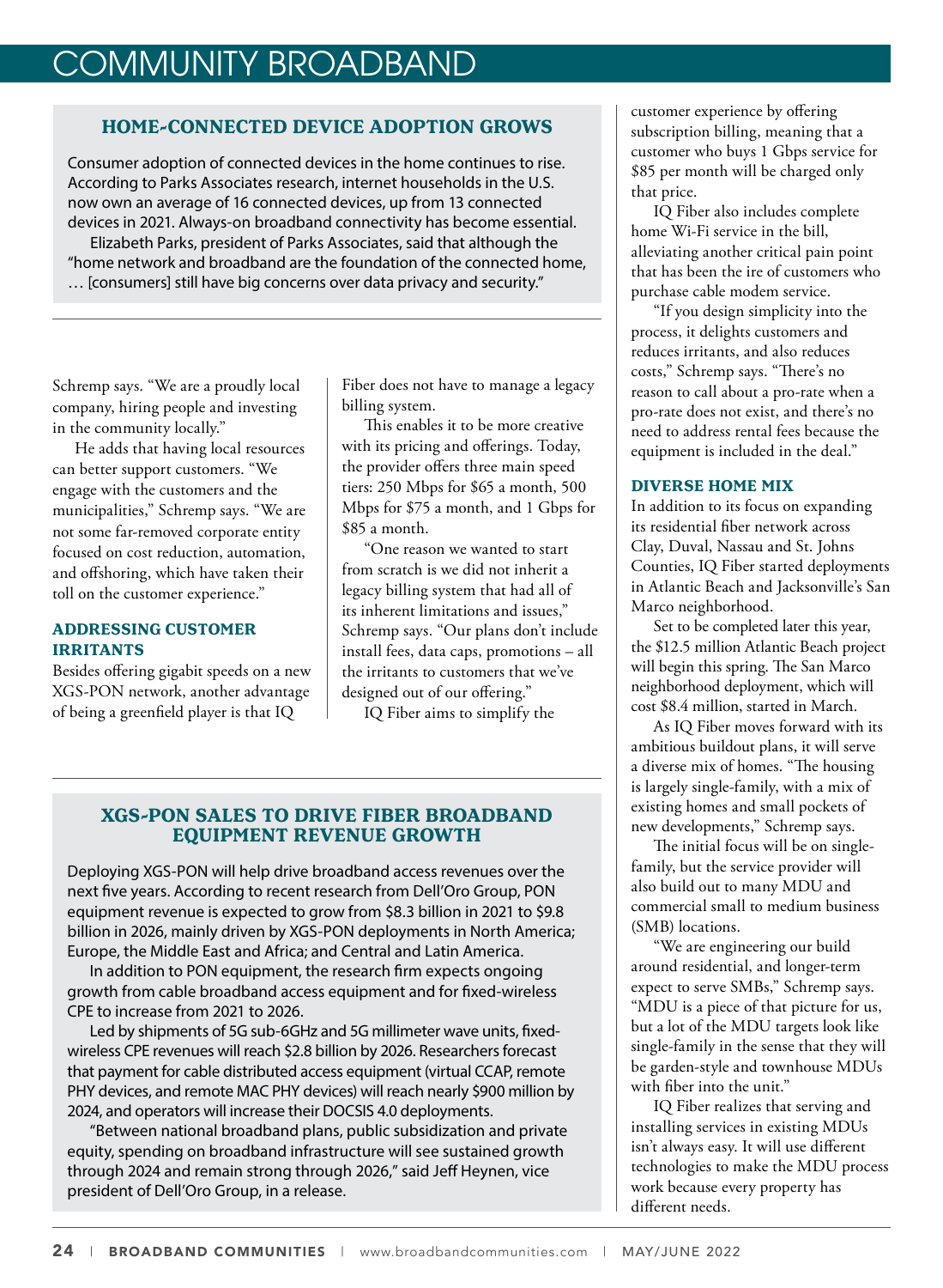## HOME-CONNECTED DEVICE ADOPTION GROWS

Consumer adoption of connected devices in the home continues to rise. According to Parks Associates research, internet households in the U.S. now own an average of 16 connected devices, up from 13 connected devices in 2021. Always-on broadband connectivity has become essential.

Elizabeth Parks, president of Parks Associates, said that although the "home network and broadband are the foundation of the connected home, … [consumers] still have big concerns over data privacy and security."

Schremp says. "We are a proudly local company, hiring people and investing in the community locally."

He adds that having local resources can better support customers. "We engage with the customers and the municipalities," Schremp says. "We are not some far-removed corporate entity focused on cost reduction, automation, and offshoring, which have taken their toll on the customer experience."

### ADDRESSING CUSTOMER IRRITANTS

Besides offering gigabit speeds on a new XGS-PON network, another advantage of being a greenfield player is that IQ Fiber does not have to manage a legacy billing system.

This enables it to be more creative with its pricing and offerings. Today, the provider offers three main speed tiers: 250 Mbps for $65 a month, 500 Mbps for $75 a month, and 1 Gbps for $85 a month.

"One reason we wanted to start from scratch is we did not inherit a legacy billing system that had all of its inherent limitations and issues," Schremp says. "Our plans don't include install fees, data caps, promotions – all the irritants to customers that we've designed out of our offering."

IQ Fiber aims to simplify the customer experience by offering subscription billing, meaning that a customer who buys 1 Gbps service for $85 per month will be charged only that price.

IQ Fiber also includes complete home Wi-Fi service in the bill, alleviating another critical pain point that has been the ire of customers who purchase cable modem service.

"If you design simplicity into the process, it delights customers and reduces irritants, and also reduces costs," Schremp says. "There's no reason to call about a pro-rate when a pro-rate does not exist, and there's no need to address rental fees because the equipment is included in the deal."

### DIVERSE HOME MIX

In addition to its focus on expanding its residential fiber network across Clay, Duval, Nassau and St. Johns Counties, IQ Fiber started deployments in Atlantic Beach and Jacksonville's San Marco neighborhood.

Set to be completed later this year, the $12.5 million Atlantic Beach project will begin this spring. The San Marco neighborhood deployment, which will cost $8.4 million, started in March.

As IQ Fiber moves forward with its ambitious buildout plans, it will serve a diverse mix of homes. "The housing is largely single-family, with a mix of existing homes and small pockets of new developments," Schremp says.

The initial focus will be on single-family, but the service provider will also build out to many MDU and commercial small to medium business (SMB) locations.

"We are engineering our build around residential, and longer-term expect to serve SMBs," Schremp says. "MDU is a piece of that picture for us, but a lot of the MDU targets look like single-family in the sense that they will be garden-style and townhouse MDUs with fiber into the unit."

IQ Fiber realizes that serving and installing services in existing MDUs isn't always easy. It will use different technologies to make the MDU process work because every property has different needs.

## XGS-PON SALES TO DRIVE FIBER BROADBAND EQUIPMENT REVENUE GROWTH

Deploying XGS-PON will help drive broadband access revenues over the next five years. According to recent research from Dell'Oro Group, PON equipment revenue is expected to grow from $8.3 billion in 2021 to $9.8 billion in 2026, mainly driven by XGS-PON deployments in North America; Europe, the Middle East and Africa; and Central and Latin America.

In addition to PON equipment, the research firm expects ongoing growth from cable broadband access equipment and for fixed-wireless CPE to increase from 2021 to 2026.

Led by shipments of 5G sub-6GHz and 5G millimeter wave units, fixed-wireless CPE revenues will reach $2.8 billion by 2026. Researchers forecast that payment for cable distributed access equipment (virtual CCAP, remote PHY devices, and remote MAC PHY devices) will reach nearly $900 million by 2024, and operators will increase their DOCSIS 4.0 deployments.

"Between national broadband plans, public subsidization and private equity, spending on broadband infrastructure will see sustained growth through 2024 and remain strong through 2026," said Jeff Heynen, vice president of Dell'Oro Group, in a release.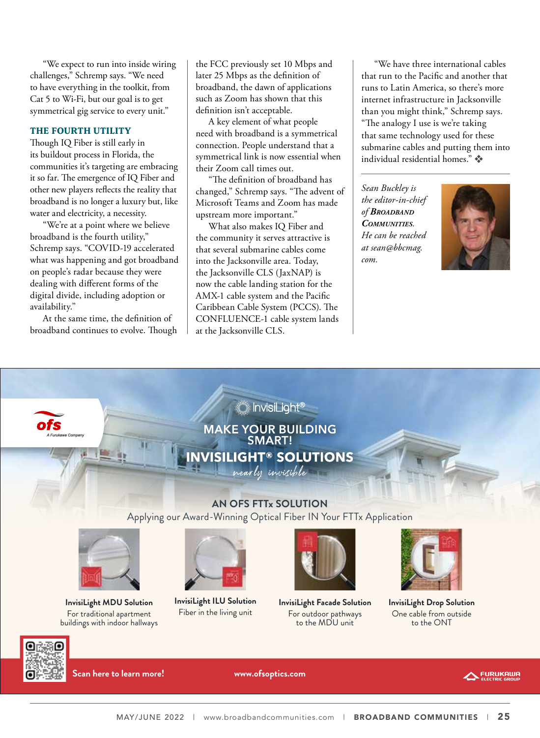"We expect to run into inside wiring challenges," Schremp says. "We need to have everything in the toolkit, from Cat 5 to Wi-Fi, but our goal is to get symmetrical gig service to every unit."

### THE FOURTH UTILITY

Though IQ Fiber is still early in its buildout process in Florida, the communities it's targeting are embracing it so far. The emergence of IQ Fiber and other new players reflects the reality that broadband is no longer a luxury but, like water and electricity, a necessity.

"We're at a point where we believe broadband is the fourth utility," Schremp says. "COVID-19 accelerated what was happening and got broadband on people's radar because they were dealing with different forms of the digital divide, including adoption or availability."

At the same time, the definition of broadband continues to evolve. Though the FCC previously set 10 Mbps and later 25 Mbps as the definition of broadband, the dawn of applications such as Zoom has shown that this definition isn't acceptable.

A key element of what people need with broadband is a symmetrical connection. People understand that a symmetrical link is now essential when their Zoom call times out.

"The definition of broadband has changed," Schremp says. "The advent of Microsoft Teams and Zoom has made upstream more important."

What also makes IQ Fiber and the community it serves attractive is that several submarine cables come into the Jacksonville area. Today, the Jacksonville CLS (JaxNAP) is now the cable landing station for the AMX-1 cable system and the Pacific Caribbean Cable System (PCCS). The CONFLUENCE-1 cable system lands at the Jacksonville CLS.

"We have three international cables that run to the Pacific and another that runs to Latin America, so there's more internet infrastructure in Jacksonville than you might think," Schremp says. "The analogy I use is we're taking that same technology used for these submarine cables and putting them into individual residential homes." ❖

---

*Sean Buckley is the editor-in-chief of* ***Broadband Communities****. He can be reached at sean@bbcmag.com.*

---

ofs
A Furukawa Company

InvisiLight®

**MAKE YOUR BUILDING SMART!**

**INVISILIGHT® SOLUTIONS**

*nearly invisible*

**AN OFS FTTx SOLUTION**

Applying our Award-Winning Optical Fiber IN Your FTTx Application

**InvisiLight MDU Solution**
For traditional apartment buildings with indoor hallways

**InvisiLight ILU Solution**
Fiber in the living unit

**InvisiLight Facade Solution**
For outdoor pathways to the MDU unit

**InvisiLight Drop Solution**
One cable from outside to the ONT

**Scan here to learn more!**

**www.ofsoptics.com**

FURUKAWA ELECTRIC GROUP